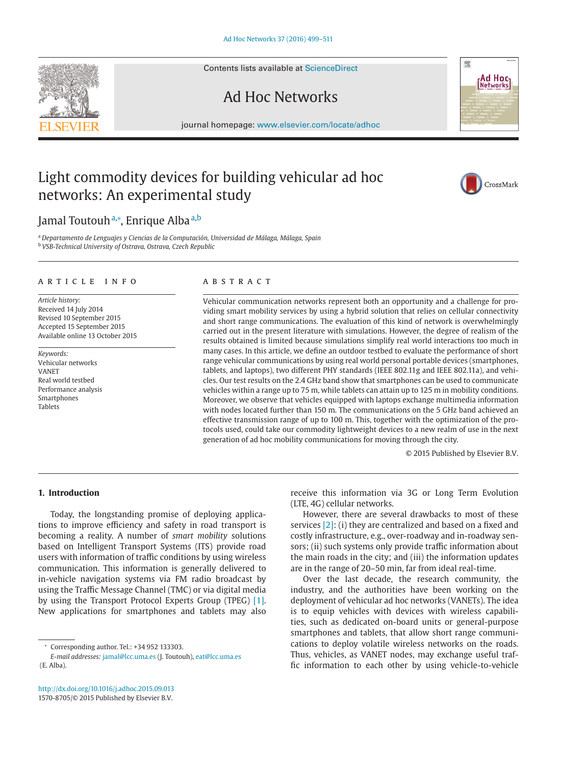# Light commodity devices for building vehicular ad hoc networks: An experimental study

Jamal Toutouh [a,*], Enrique Alba [a,b]

[a] *Departamento de Lenguajes y Ciencias de la Computación, Universidad de Málaga, Málaga, Spain*
[b] *VSB-Technical University of Ostrava, Ostrava, Czech Republic*

## ARTICLE INFO

*Article history:*
Received 14 July 2014
Revised 10 September 2015
Accepted 15 September 2015
Available online 13 October 2015

*Keywords:*
Vehicular networks
VANET
Real world testbed
Performance analysis
Smartphones
Tablets

## ABSTRACT

Vehicular communication networks represent both an opportunity and a challenge for providing smart mobility services by using a hybrid solution that relies on cellular connectivity and short range communications. The evaluation of this kind of network is overwhelmingly carried out in the present literature with simulations. However, the degree of realism of the results obtained is limited because simulations simplify real world interactions too much in many cases. In this article, we define an outdoor testbed to evaluate the performance of short range vehicular communications by using real world personal portable devices (smartphones, tablets, and laptops), two different PHY standards (IEEE 802.11g and IEEE 802.11a), and vehicles. Our test results on the 2.4 GHz band show that smartphones can be used to communicate vehicles within a range up to 75 m, while tablets can attain up to 125 m in mobility conditions. Moreover, we observe that vehicles equipped with laptops exchange multimedia information with nodes located further than 150 m. The communications on the 5 GHz band achieved an effective transmission range of up to 100 m. This, together with the optimization of the protocols used, could take our commodity lightweight devices to a new realm of use in the next generation of ad hoc mobility communications for moving through the city.

© 2015 Published by Elsevier B.V.

## 1. Introduction

Today, the longstanding promise of deploying applications to improve efficiency and safety in road transport is becoming a reality. A number of *smart mobility* solutions based on Intelligent Transport Systems (ITS) provide road users with information of traffic conditions by using wireless communication. This information is generally delivered to in-vehicle navigation systems via FM radio broadcast by using the Traffic Message Channel (TMC) or via digital media by using the Transport Protocol Experts Group (TPEG) [1]. New applications for smartphones and tablets may also receive this information via 3G or Long Term Evolution (LTE, 4G) cellular networks.

However, there are several drawbacks to most of these services [2]: (i) they are centralized and based on a fixed and costly infrastructure, e.g., over-roadway and in-roadway sensors; (ii) such systems only provide traffic information about the main roads in the city; and (iii) the information updates are in the range of 20–50 min, far from ideal real-time.

Over the last decade, the research community, the industry, and the authorities have been working on the deployment of vehicular ad hoc networks (VANETs). The idea is to equip vehicles with devices with wireless capabilities, such as dedicated on-board units or general-purpose smartphones and tablets, that allow short range communications to deploy volatile wireless networks on the roads. Thus, vehicles, as VANET nodes, may exchange useful traffic information to each other by using vehicle-to-vehicle

* Corresponding author. Tel.: +34 952 133303.
*E-mail addresses:* jamal@lcc.uma.es (J. Toutouh), eat@lcc.uma.es (E. Alba).

http://dx.doi.org/10.1016/j.adhoc.2015.09.013
1570-8705/© 2015 Published by Elsevier B.V.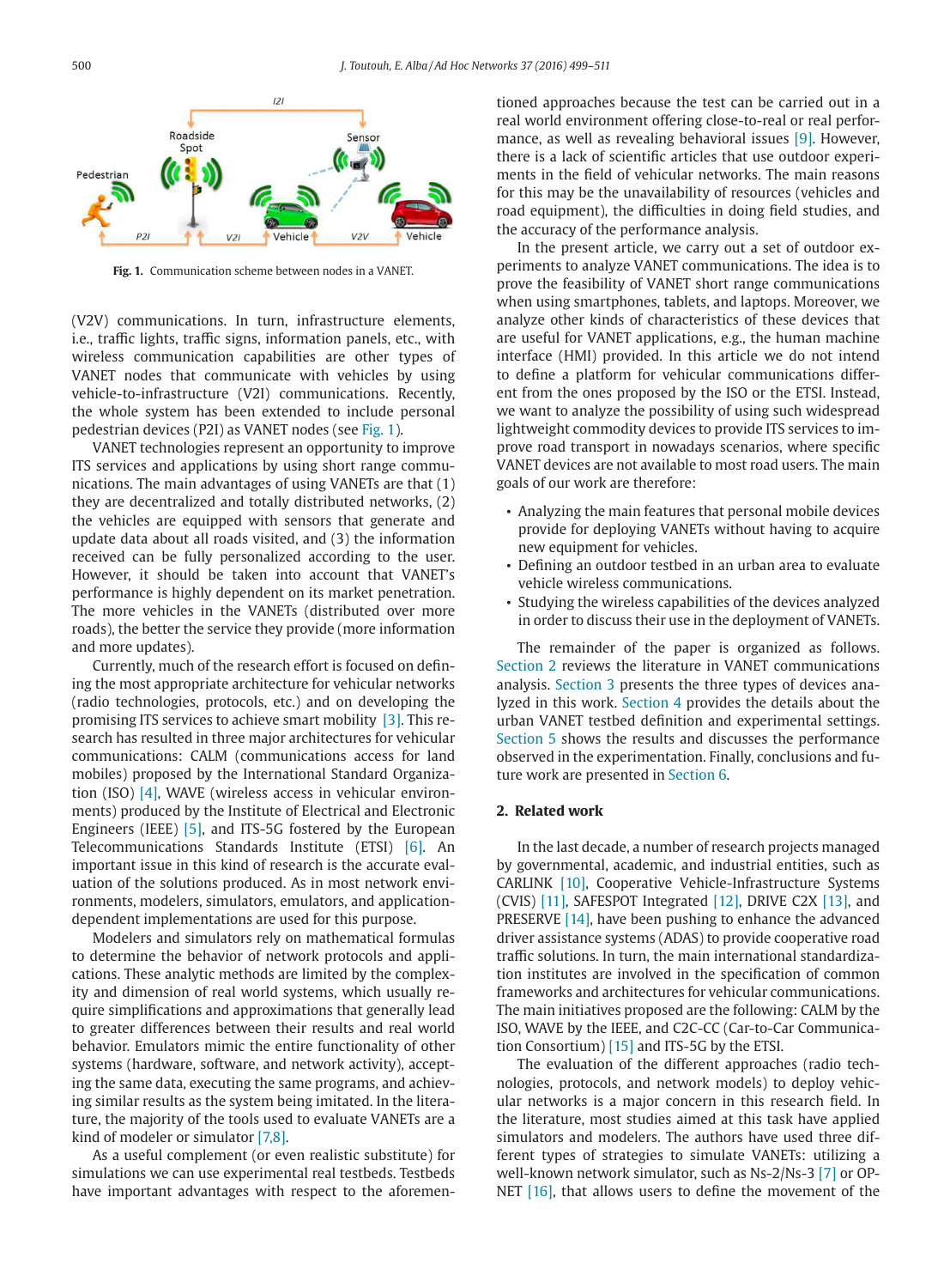Fig. 1. Communication scheme between nodes in a VANET.

(V2V) communications. In turn, infrastructure elements, i.e., traffic lights, traffic signs, information panels, etc., with wireless communication capabilities are other types of VANET nodes that communicate with vehicles by using vehicle-to-infrastructure (V2I) communications. Recently, the whole system has been extended to include personal pedestrian devices (P2I) as VANET nodes (see Fig. 1).

VANET technologies represent an opportunity to improve ITS services and applications by using short range communications. The main advantages of using VANETs are that (1) they are decentralized and totally distributed networks, (2) the vehicles are equipped with sensors that generate and update data about all roads visited, and (3) the information received can be fully personalized according to the user. However, it should be taken into account that VANET's performance is highly dependent on its market penetration. The more vehicles in the VANETs (distributed over more roads), the better the service they provide (more information and more updates).

Currently, much of the research effort is focused on defining the most appropriate architecture for vehicular networks (radio technologies, protocols, etc.) and on developing the promising ITS services to achieve smart mobility [3]. This research has resulted in three major architectures for vehicular communications: CALM (communications access for land mobiles) proposed by the International Standard Organization (ISO) [4], WAVE (wireless access in vehicular environments) produced by the Institute of Electrical and Electronic Engineers (IEEE) [5], and ITS-5G fostered by the European Telecommunications Standards Institute (ETSI) [6]. An important issue in this kind of research is the accurate evaluation of the solutions produced. As in most network environments, modelers, simulators, emulators, and application-dependent implementations are used for this purpose.

Modelers and simulators rely on mathematical formulas to determine the behavior of network protocols and applications. These analytic methods are limited by the complexity and dimension of real world systems, which usually require simplifications and approximations that generally lead to greater differences between their results and real world behavior. Emulators mimic the entire functionality of other systems (hardware, software, and network activity), accepting the same data, executing the same programs, and achieving similar results as the system being imitated. In the literature, the majority of the tools used to evaluate VANETs are a kind of modeler or simulator [7,8].

As a useful complement (or even realistic substitute) for simulations we can use experimental real testbeds. Testbeds have important advantages with respect to the aforementioned approaches because the test can be carried out in a real world environment offering close-to-real or real performance, as well as revealing behavioral issues [9]. However, there is a lack of scientific articles that use outdoor experiments in the field of vehicular networks. The main reasons for this may be the unavailability of resources (vehicles and road equipment), the difficulties in doing field studies, and the accuracy of the performance analysis.

In the present article, we carry out a set of outdoor experiments to analyze VANET communications. The idea is to prove the feasibility of VANET short range communications when using smartphones, tablets, and laptops. Moreover, we analyze other kinds of characteristics of these devices that are useful for VANET applications, e.g., the human machine interface (HMI) provided. In this article we do not intend to define a platform for vehicular communications different from the ones proposed by the ISO or the ETSI. Instead, we want to analyze the possibility of using such widespread lightweight commodity devices to provide ITS services to improve road transport in nowadays scenarios, where specific VANET devices are not available to most road users. The main goals of our work are therefore:

- Analyzing the main features that personal mobile devices provide for deploying VANETs without having to acquire new equipment for vehicles.
- Defining an outdoor testbed in an urban area to evaluate vehicle wireless communications.
- Studying the wireless capabilities of the devices analyzed in order to discuss their use in the deployment of VANETs.

The remainder of the paper is organized as follows. Section 2 reviews the literature in VANET communications analysis. Section 3 presents the three types of devices analyzed in this work. Section 4 provides the details about the urban VANET testbed definition and experimental settings. Section 5 shows the results and discusses the performance observed in the experimentation. Finally, conclusions and future work are presented in Section 6.

## 2. Related work

In the last decade, a number of research projects managed by governmental, academic, and industrial entities, such as CARLINK [10], Cooperative Vehicle-Infrastructure Systems (CVIS) [11], SAFESPOT Integrated [12], DRIVE C2X [13], and PRESERVE [14], have been pushing to enhance the advanced driver assistance systems (ADAS) to provide cooperative road traffic solutions. In turn, the main international standardization institutes are involved in the specification of common frameworks and architectures for vehicular communications. The main initiatives proposed are the following: CALM by the ISO, WAVE by the IEEE, and C2C-CC (Car-to-Car Communication Consortium) [15] and ITS-5G by the ETSI.

The evaluation of the different approaches (radio technologies, protocols, and network models) to deploy vehicular networks is a major concern in this research field. In the literature, most studies aimed at this task have applied simulators and modelers. The authors have used three different types of strategies to simulate VANETs: utilizing a well-known network simulator, such as Ns-2/Ns-3 [7] or OPNET [16], that allows users to define the movement of the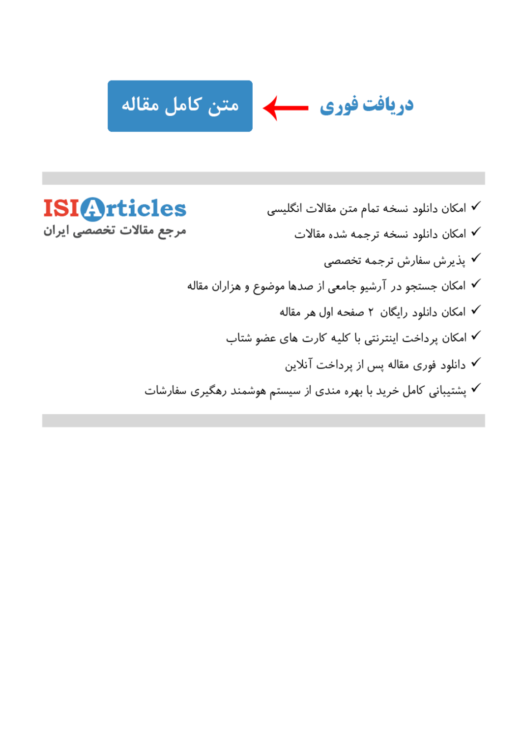دریافت فوری ← **متن کامل مقاله**

**ISIArticles**
مرجع مقالات تخصصی ایران

- ✓ امکان دانلود نسخه تمام متن مقالات انگلیسی
- ✓ امکان دانلود نسخه ترجمه شده مقالات
- ✓ پذیرش سفارش ترجمه تخصصی
- ✓ امکان جستجو در آرشیو جامعی از صدها موضوع و هزاران مقاله
- ✓ امکان دانلود رایگان ۲ صفحه اول هر مقاله
- ✓ امکان پرداخت اینترنتی با کلیه کارت های عضو شتاب
- ✓ دانلود فوری مقاله پس از پرداخت آنلاین
- ✓ پشتیبانی کامل خرید با بهره مندی از سیستم هوشمند رهگیری سفارشات